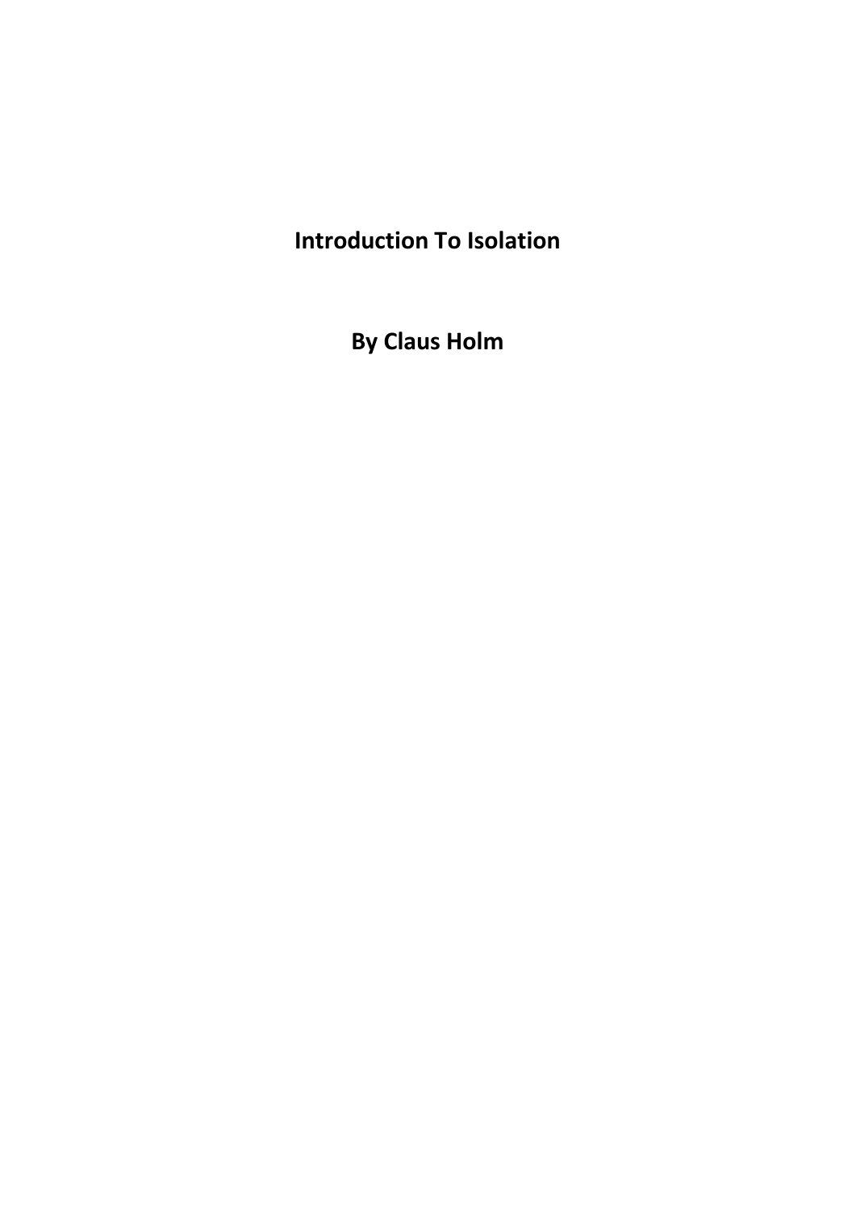# Introduction To Isolation

## By Claus Holm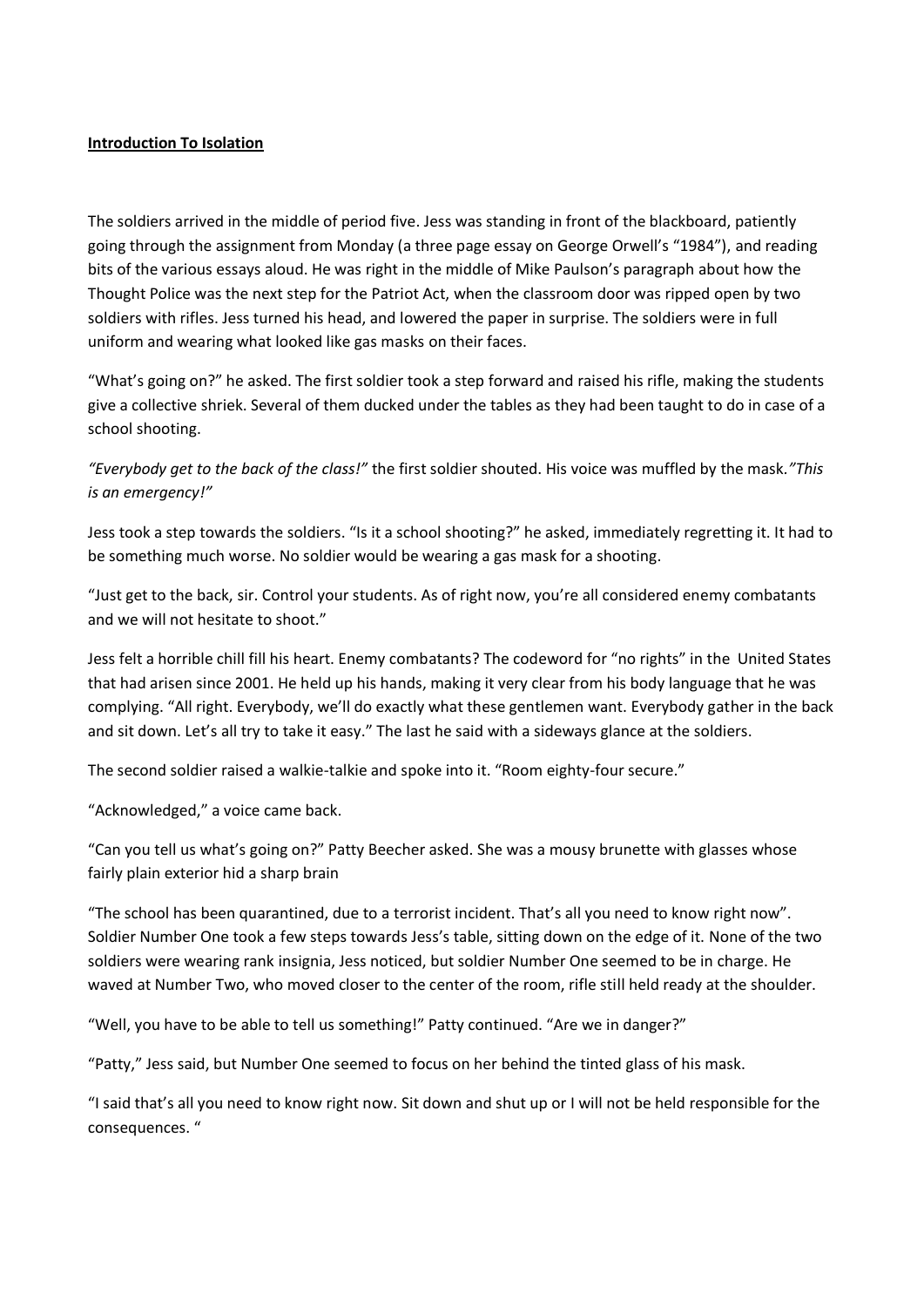**Introduction To Isolation**

The soldiers arrived in the middle of period five. Jess was standing in front of the blackboard, patiently going through the assignment from Monday (a three page essay on George Orwell's "1984"), and reading bits of the various essays aloud. He was right in the middle of Mike Paulson's paragraph about how the Thought Police was the next step for the Patriot Act, when the classroom door was ripped open by two soldiers with rifles. Jess turned his head, and lowered the paper in surprise. The soldiers were in full uniform and wearing what looked like gas masks on their faces.

"What's going on?" he asked. The first soldier took a step forward and raised his rifle, making the students give a collective shriek. Several of them ducked under the tables as they had been taught to do in case of a school shooting.

*"Everybody get to the back of the class!"* the first soldier shouted. His voice was muffled by the mask.*"This is an emergency!"*

Jess took a step towards the soldiers. "Is it a school shooting?" he asked, immediately regretting it. It had to be something much worse. No soldier would be wearing a gas mask for a shooting.

"Just get to the back, sir. Control your students. As of right now, you're all considered enemy combatants and we will not hesitate to shoot."

Jess felt a horrible chill fill his heart. Enemy combatants? The codeword for "no rights" in the United States that had arisen since 2001. He held up his hands, making it very clear from his body language that he was complying. "All right. Everybody, we'll do exactly what these gentlemen want. Everybody gather in the back and sit down. Let's all try to take it easy." The last he said with a sideways glance at the soldiers.

The second soldier raised a walkie-talkie and spoke into it. "Room eighty-four secure."

"Acknowledged," a voice came back.

"Can you tell us what's going on?" Patty Beecher asked. She was a mousy brunette with glasses whose fairly plain exterior hid a sharp brain

"The school has been quarantined, due to a terrorist incident. That's all you need to know right now". Soldier Number One took a few steps towards Jess's table, sitting down on the edge of it. None of the two soldiers were wearing rank insignia, Jess noticed, but soldier Number One seemed to be in charge. He waved at Number Two, who moved closer to the center of the room, rifle still held ready at the shoulder.

"Well, you have to be able to tell us something!" Patty continued. "Are we in danger?"

"Patty," Jess said, but Number One seemed to focus on her behind the tinted glass of his mask.

"I said that's all you need to know right now. Sit down and shut up or I will not be held responsible for the consequences. "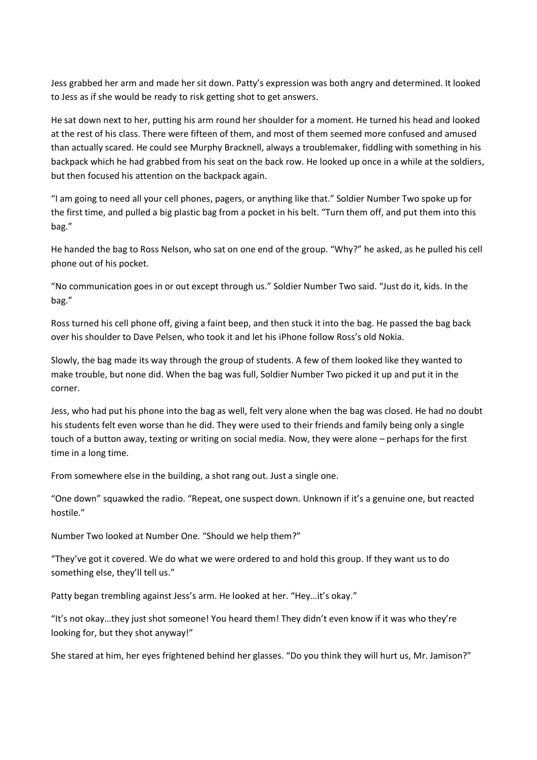Jess grabbed her arm and made her sit down. Patty's expression was both angry and determined. It looked to Jess as if she would be ready to risk getting shot to get answers.

He sat down next to her, putting his arm round her shoulder for a moment. He turned his head and looked at the rest of his class. There were fifteen of them, and most of them seemed more confused and amused than actually scared. He could see Murphy Bracknell, always a troublemaker, fiddling with something in his backpack which he had grabbed from his seat on the back row. He looked up once in a while at the soldiers, but then focused his attention on the backpack again.

"I am going to need all your cell phones, pagers, or anything like that." Soldier Number Two spoke up for the first time, and pulled a big plastic bag from a pocket in his belt. "Turn them off, and put them into this bag."

He handed the bag to Ross Nelson, who sat on one end of the group. "Why?" he asked, as he pulled his cell phone out of his pocket.

"No communication goes in or out except through us." Soldier Number Two said. "Just do it, kids. In the bag."

Ross turned his cell phone off, giving a faint beep, and then stuck it into the bag. He passed the bag back over his shoulder to Dave Pelsen, who took it and let his iPhone follow Ross's old Nokia.

Slowly, the bag made its way through the group of students. A few of them looked like they wanted to make trouble, but none did. When the bag was full, Soldier Number Two picked it up and put it in the corner.

Jess, who had put his phone into the bag as well, felt very alone when the bag was closed. He had no doubt his students felt even worse than he did. They were used to their friends and family being only a single touch of a button away, texting or writing on social media. Now, they were alone – perhaps for the first time in a long time.

From somewhere else in the building, a shot rang out. Just a single one.

"One down" squawked the radio. "Repeat, one suspect down. Unknown if it's a genuine one, but reacted hostile."

Number Two looked at Number One. "Should we help them?"

"They've got it covered. We do what we were ordered to and hold this group. If they want us to do something else, they'll tell us."

Patty began trembling against Jess's arm. He looked at her. "Hey…it's okay."

"It's not okay…they just shot someone! You heard them! They didn't even know if it was who they're looking for, but they shot anyway!"

She stared at him, her eyes frightened behind her glasses. "Do you think they will hurt us, Mr. Jamison?"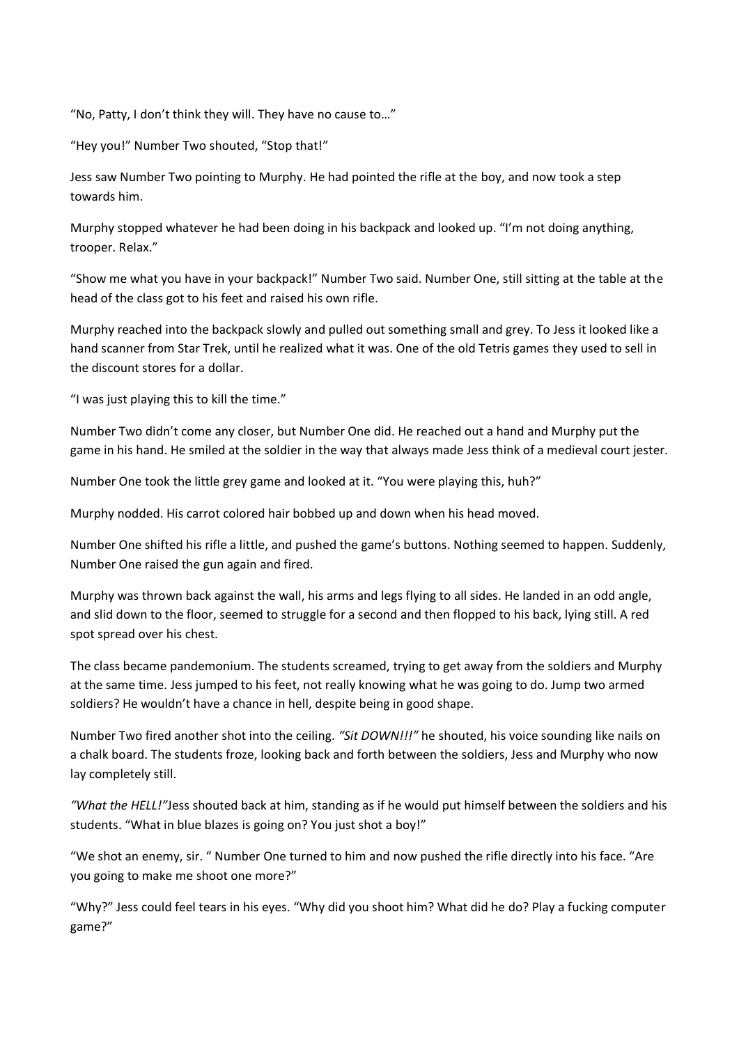"No, Patty, I don't think they will. They have no cause to…"

"Hey you!" Number Two shouted, "Stop that!"

Jess saw Number Two pointing to Murphy. He had pointed the rifle at the boy, and now took a step towards him.

Murphy stopped whatever he had been doing in his backpack and looked up. "I'm not doing anything, trooper. Relax."

"Show me what you have in your backpack!" Number Two said. Number One, still sitting at the table at the head of the class got to his feet and raised his own rifle.

Murphy reached into the backpack slowly and pulled out something small and grey. To Jess it looked like a hand scanner from Star Trek, until he realized what it was. One of the old Tetris games they used to sell in the discount stores for a dollar.

"I was just playing this to kill the time."

Number Two didn't come any closer, but Number One did. He reached out a hand and Murphy put the game in his hand. He smiled at the soldier in the way that always made Jess think of a medieval court jester.

Number One took the little grey game and looked at it. "You were playing this, huh?"

Murphy nodded. His carrot colored hair bobbed up and down when his head moved.

Number One shifted his rifle a little, and pushed the game's buttons. Nothing seemed to happen. Suddenly, Number One raised the gun again and fired.

Murphy was thrown back against the wall, his arms and legs flying to all sides. He landed in an odd angle, and slid down to the floor, seemed to struggle for a second and then flopped to his back, lying still. A red spot spread over his chest.

The class became pandemonium. The students screamed, trying to get away from the soldiers and Murphy at the same time. Jess jumped to his feet, not really knowing what he was going to do. Jump two armed soldiers? He wouldn't have a chance in hell, despite being in good shape.

Number Two fired another shot into the ceiling. *"Sit DOWN!!!"* he shouted, his voice sounding like nails on a chalk board. The students froze, looking back and forth between the soldiers, Jess and Murphy who now lay completely still.

*"What the HELL!"*Jess shouted back at him, standing as if he would put himself between the soldiers and his students. "What in blue blazes is going on? You just shot a boy!"

"We shot an enemy, sir. " Number One turned to him and now pushed the rifle directly into his face. "Are you going to make me shoot one more?"

"Why?" Jess could feel tears in his eyes. "Why did you shoot him? What did he do? Play a fucking computer game?"